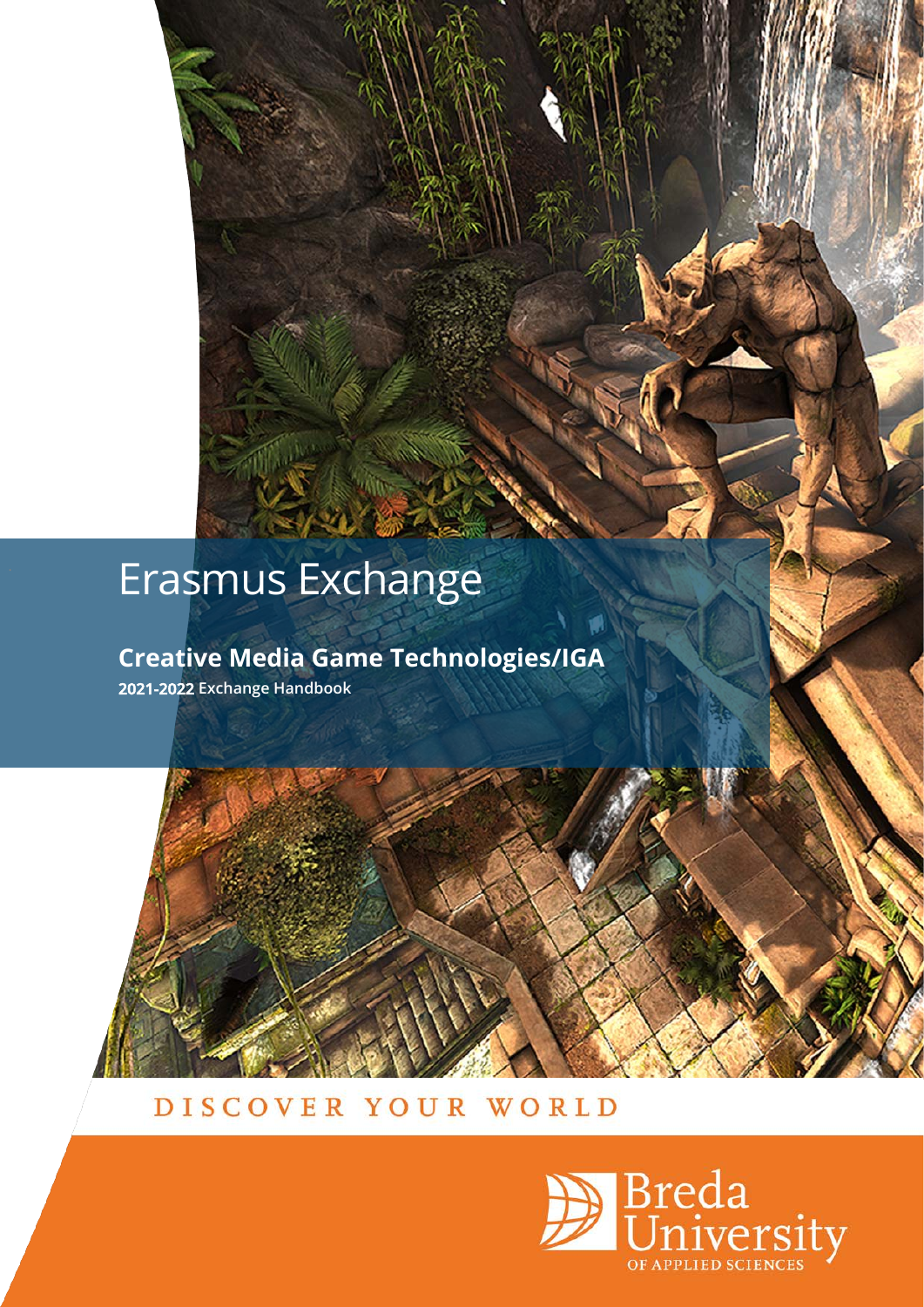# Erasmus Exchange

## Creative Media Game Technologies/IGA

**2021-2022 Exchange Handbook**

DISCOVER YOUR WORLD

Breda University OF APPLIED SCIENCES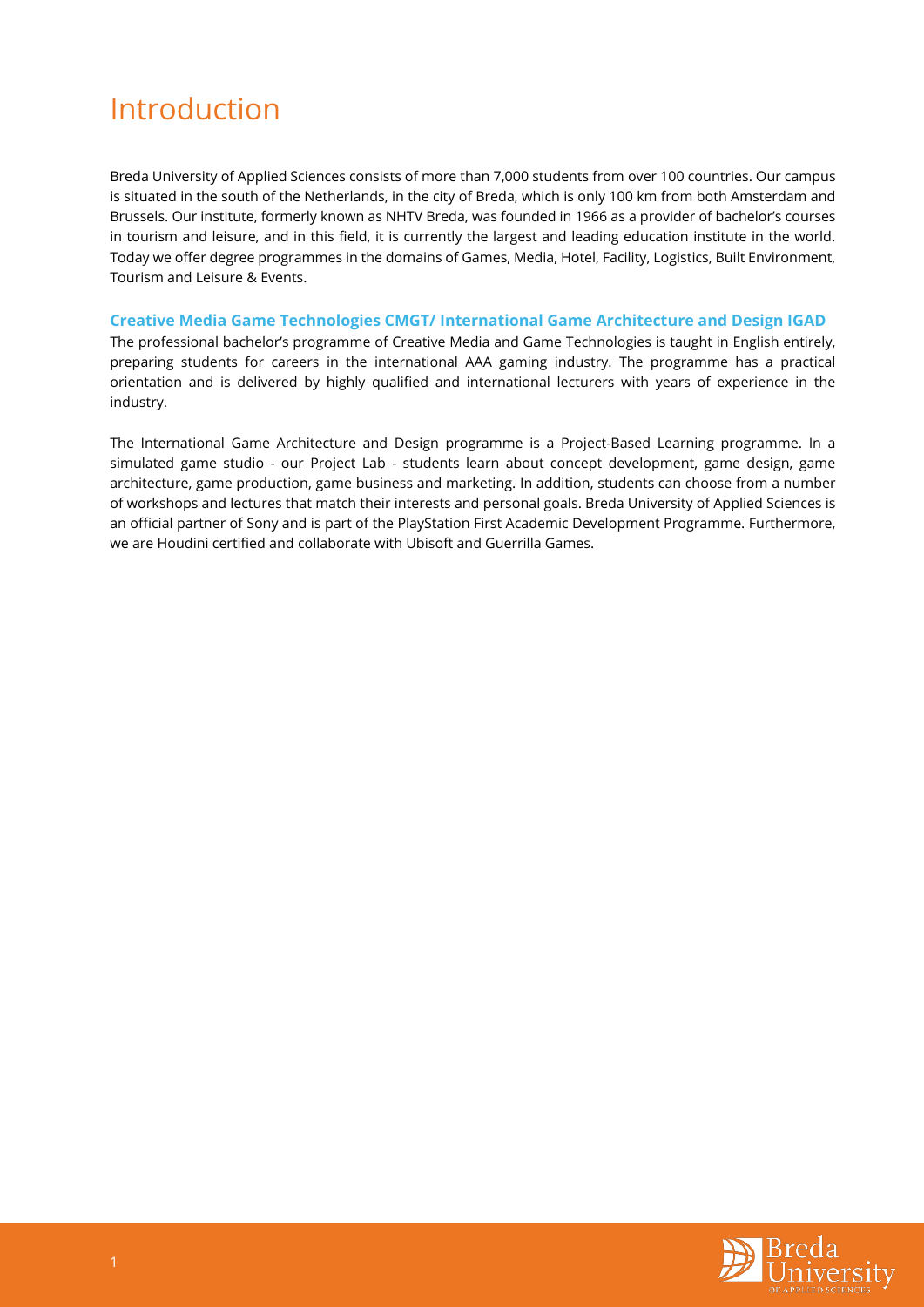# Introduction

Breda University of Applied Sciences consists of more than 7,000 students from over 100 countries. Our campus is situated in the south of the Netherlands, in the city of Breda, which is only 100 km from both Amsterdam and Brussels. Our institute, formerly known as NHTV Breda, was founded in 1966 as a provider of bachelor's courses in tourism and leisure, and in this field, it is currently the largest and leading education institute in the world. Today we offer degree programmes in the domains of Games, Media, Hotel, Facility, Logistics, Built Environment, Tourism and Leisure & Events.

## Creative Media Game Technologies CMGT/ International Game Architecture and Design IGAD

The professional bachelor's programme of Creative Media and Game Technologies is taught in English entirely, preparing students for careers in the international AAA gaming industry. The programme has a practical orientation and is delivered by highly qualified and international lecturers with years of experience in the industry.

The International Game Architecture and Design programme is a Project-Based Learning programme. In a simulated game studio - our Project Lab - students learn about concept development, game design, game architecture, game production, game business and marketing. In addition, students can choose from a number of workshops and lectures that match their interests and personal goals. Breda University of Applied Sciences is an official partner of Sony and is part of the PlayStation First Academic Development Programme. Furthermore, we are Houdini certified and collaborate with Ubisoft and Guerrilla Games.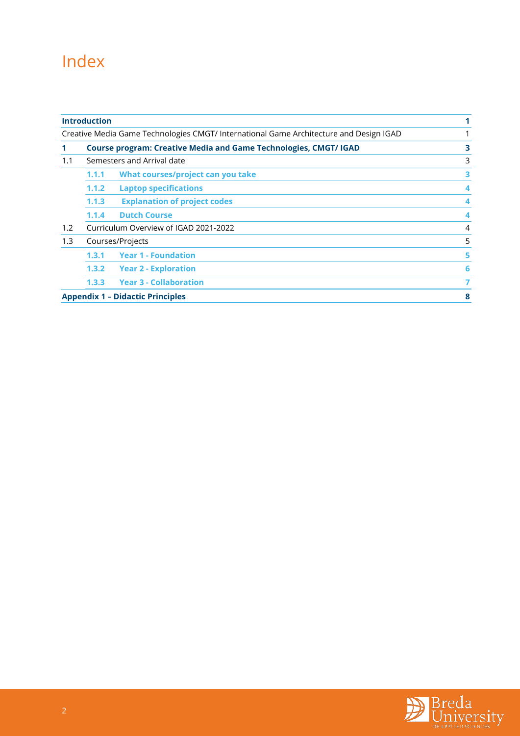# Index

| | | | |
|---|---|---|---|
| **Introduction** | | | **1** |
| Creative Media Game Technologies CMGT/ International Game Architecture and Design IGAD | | | 1 |
| **1** | **Course program: Creative Media and Game Technologies, CMGT/ IGAD** | | **3** |
| 1.1 | Semesters and Arrival date | | 3 |
| | **1.1.1** | **What courses/project can you take** | **3** |
| | **1.1.2** | **Laptop specifications** | **4** |
| | **1.1.3** | **Explanation of project codes** | **4** |
| | **1.1.4** | **Dutch Course** | **4** |
| 1.2 | Curriculum Overview of IGAD 2021-2022 | | 4 |
| 1.3 | Courses/Projects | | 5 |
| | **1.3.1** | **Year 1 - Foundation** | **5** |
| | **1.3.2** | **Year 2 - Exploration** | **6** |
| | **1.3.3** | **Year 3 - Collaboration** | **7** |
| **Appendix 1 – Didactic Principles** | | | **8** |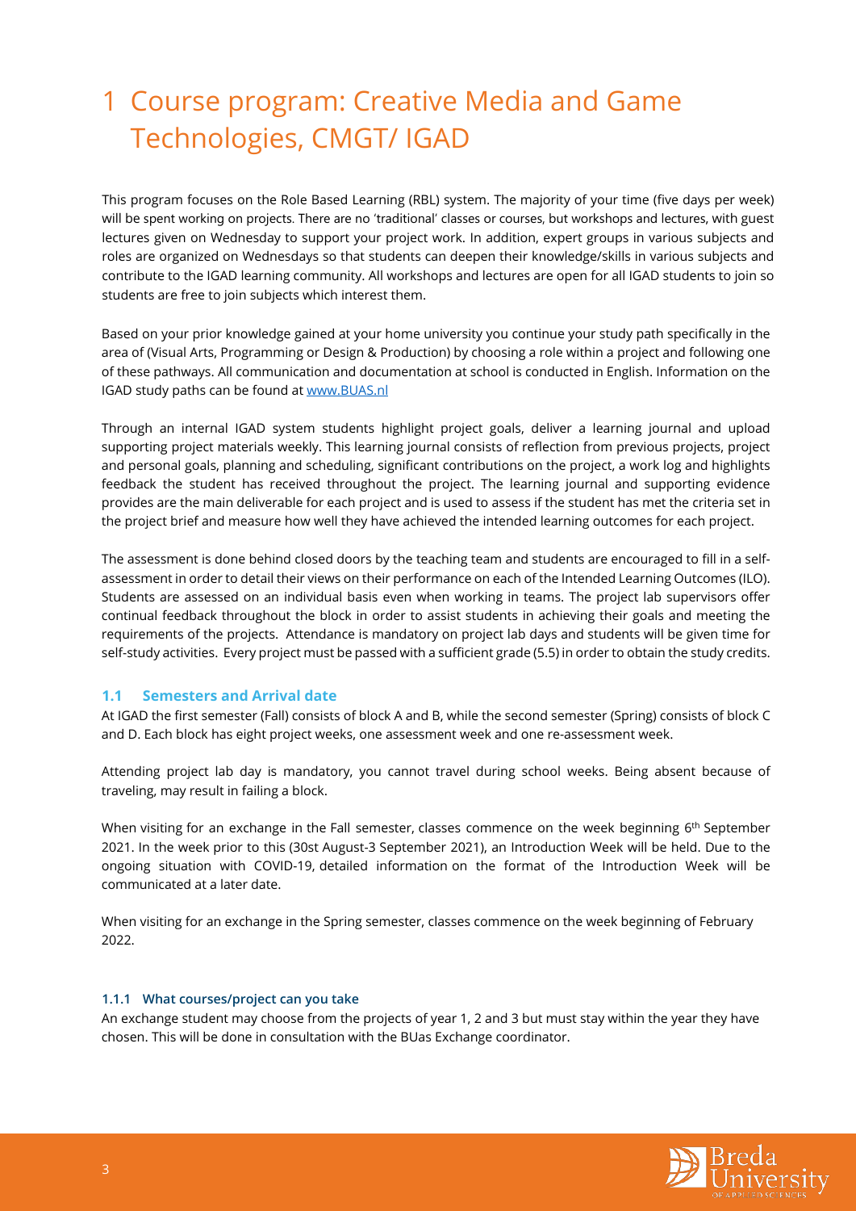# 1 Course program: Creative Media and Game Technologies, CMGT/ IGAD

This program focuses on the Role Based Learning (RBL) system. The majority of your time (five days per week) will be spent working on projects. There are no 'traditional' classes or courses, but workshops and lectures, with guest lectures given on Wednesday to support your project work. In addition, expert groups in various subjects and roles are organized on Wednesdays so that students can deepen their knowledge/skills in various subjects and contribute to the IGAD learning community. All workshops and lectures are open for all IGAD students to join so students are free to join subjects which interest them.

Based on your prior knowledge gained at your home university you continue your study path specifically in the area of (Visual Arts, Programming or Design & Production) by choosing a role within a project and following one of these pathways. All communication and documentation at school is conducted in English. Information on the IGAD study paths can be found at [www.BUAS.nl](www.BUAS.nl)

Through an internal IGAD system students highlight project goals, deliver a learning journal and upload supporting project materials weekly. This learning journal consists of reflection from previous projects, project and personal goals, planning and scheduling, significant contributions on the project, a work log and highlights feedback the student has received throughout the project. The learning journal and supporting evidence provides are the main deliverable for each project and is used to assess if the student has met the criteria set in the project brief and measure how well they have achieved the intended learning outcomes for each project.

The assessment is done behind closed doors by the teaching team and students are encouraged to fill in a self-assessment in order to detail their views on their performance on each of the Intended Learning Outcomes (ILO). Students are assessed on an individual basis even when working in teams. The project lab supervisors offer continual feedback throughout the block in order to assist students in achieving their goals and meeting the requirements of the projects. Attendance is mandatory on project lab days and students will be given time for self-study activities. Every project must be passed with a sufficient grade (5.5) in order to obtain the study credits.

## 1.1 Semesters and Arrival date

At IGAD the first semester (Fall) consists of block A and B, while the second semester (Spring) consists of block C and D. Each block has eight project weeks, one assessment week and one re-assessment week.

Attending project lab day is mandatory, you cannot travel during school weeks. Being absent because of traveling, may result in failing a block.

When visiting for an exchange in the Fall semester, classes commence on the week beginning 6th September 2021. In the week prior to this (30st August-3 September 2021), an Introduction Week will be held. Due to the ongoing situation with COVID-19, detailed information on the format of the Introduction Week will be communicated at a later date.

When visiting for an exchange in the Spring semester, classes commence on the week beginning of February 2022.

### 1.1.1 What courses/project can you take

An exchange student may choose from the projects of year 1, 2 and 3 but must stay within the year they have chosen. This will be done in consultation with the BUas Exchange coordinator.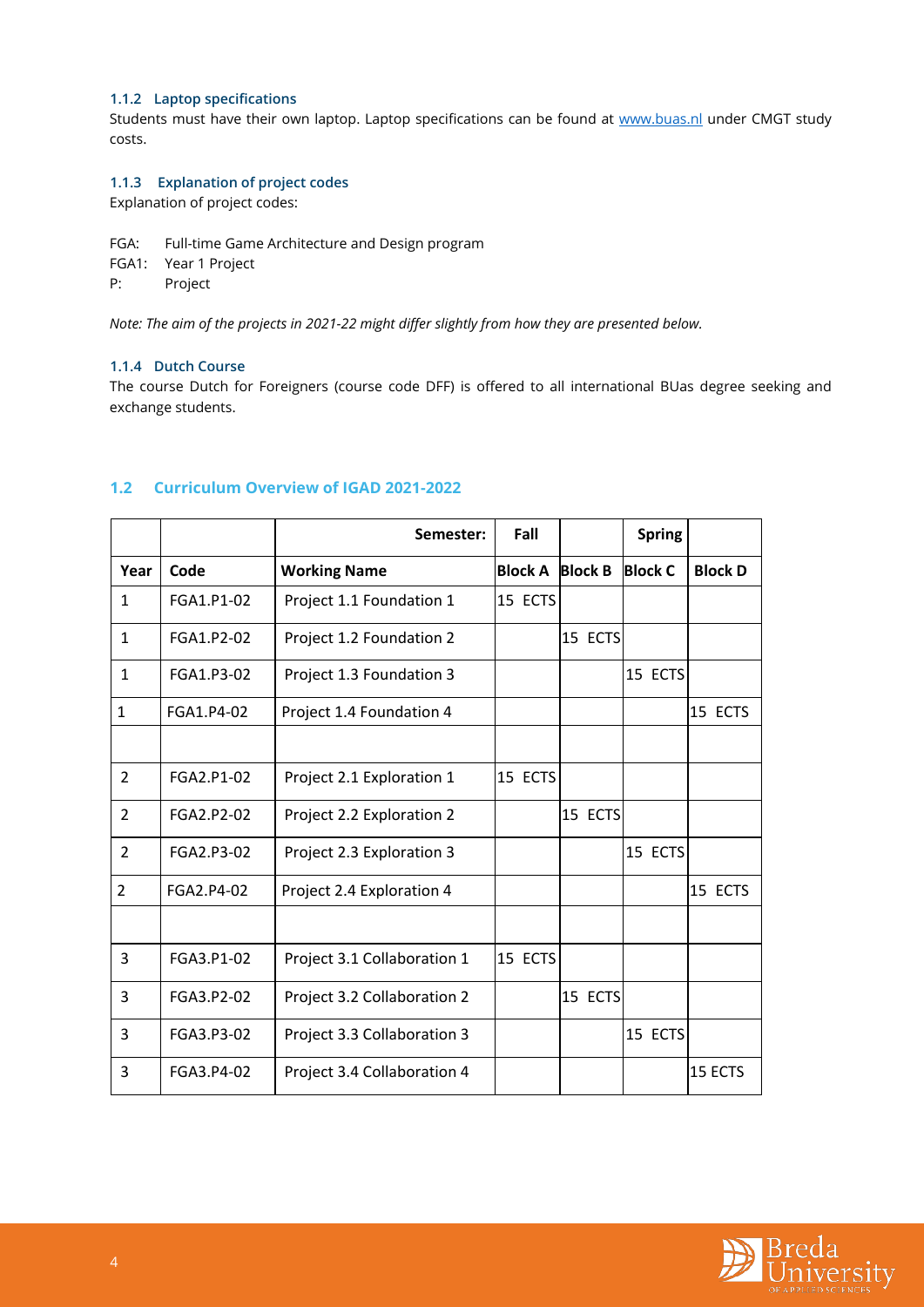### 1.1.2 Laptop specifications

Students must have their own laptop. Laptop specifications can be found at www.buas.nl under CMGT study costs.

### 1.1.3 Explanation of project codes

Explanation of project codes:

FGA: Full-time Game Architecture and Design program
FGA1: Year 1 Project
P: Project

*Note: The aim of the projects in 2021-22 might differ slightly from how they are presented below.*

### 1.1.4 Dutch Course

The course Dutch for Foreigners (course code DFF) is offered to all international BUas degree seeking and exchange students.

## 1.2 Curriculum Overview of IGAD 2021-2022

| | | Semester: | Fall | | Spring | |
|---|---|---|---|---|---|---|
| **Year** | **Code** | **Working Name** | **Block A** | **Block B** | **Block C** | **Block D** |
| 1 | FGA1.P1-02 | Project 1.1 Foundation 1 | 15 ECTS | | | |
| 1 | FGA1.P2-02 | Project 1.2 Foundation 2 | | 15 ECTS | | |
| 1 | FGA1.P3-02 | Project 1.3 Foundation 3 | | | 15 ECTS | |
| 1 | FGA1.P4-02 | Project 1.4 Foundation 4 | | | | 15 ECTS |
| | | | | | | |
| 2 | FGA2.P1-02 | Project 2.1 Exploration 1 | 15 ECTS | | | |
| 2 | FGA2.P2-02 | Project 2.2 Exploration 2 | | 15 ECTS | | |
| 2 | FGA2.P3-02 | Project 2.3 Exploration 3 | | | 15 ECTS | |
| 2 | FGA2.P4-02 | Project 2.4 Exploration 4 | | | | 15 ECTS |
| | | | | | | |
| 3 | FGA3.P1-02 | Project 3.1 Collaboration 1 | 15 ECTS | | | |
| 3 | FGA3.P2-02 | Project 3.2 Collaboration 2 | | 15 ECTS | | |
| 3 | FGA3.P3-02 | Project 3.3 Collaboration 3 | | | 15 ECTS | |
| 3 | FGA3.P4-02 | Project 3.4 Collaboration 4 | | | | 15 ECTS |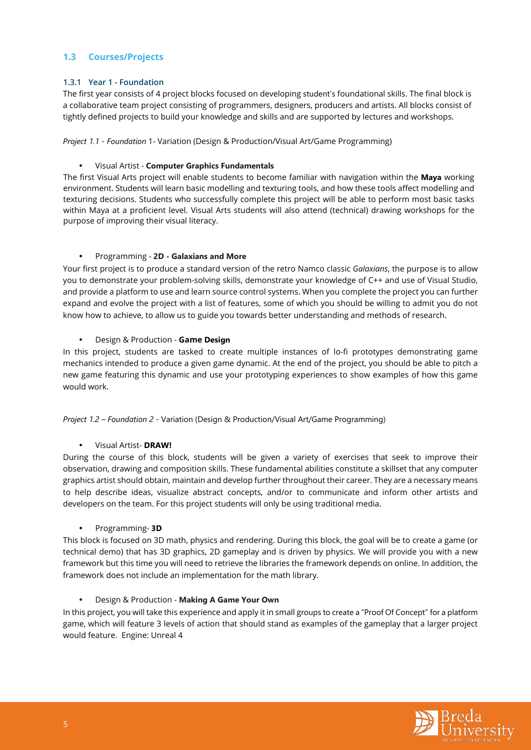## 1.3 Courses/Projects

### 1.3.1 Year 1 - Foundation

The first year consists of 4 project blocks focused on developing student's foundational skills. The final block is a collaborative team project consisting of programmers, designers, producers and artists. All blocks consist of tightly defined projects to build your knowledge and skills and are supported by lectures and workshops.

*Project 1.1 - Foundation* 1- Variation (Design & Production/Visual Art/Game Programming)

- Visual Artist - **Computer Graphics Fundamentals**

The first Visual Arts project will enable students to become familiar with navigation within the **Maya** working environment. Students will learn basic modelling and texturing tools, and how these tools affect modelling and texturing decisions. Students who successfully complete this project will be able to perform most basic tasks within Maya at a proficient level. Visual Arts students will also attend (technical) drawing workshops for the purpose of improving their visual literacy.

- Programming - **2D - Galaxians and More**

Your first project is to produce a standard version of the retro Namco classic *Galaxians*, the purpose is to allow you to demonstrate your problem-solving skills, demonstrate your knowledge of C++ and use of Visual Studio, and provide a platform to use and learn source control systems. When you complete the project you can further expand and evolve the project with a list of features, some of which you should be willing to admit you do not know how to achieve, to allow us to guide you towards better understanding and methods of research.

- Design & Production - **Game Design**

In this project, students are tasked to create multiple instances of lo-fi prototypes demonstrating game mechanics intended to produce a given game dynamic. At the end of the project, you should be able to pitch a new game featuring this dynamic and use your prototyping experiences to show examples of how this game would work.

*Project 1.2 – Foundation 2 -* Variation (Design & Production/Visual Art/Game Programming)

- Visual Artist- **DRAW!**

During the course of this block, students will be given a variety of exercises that seek to improve their observation, drawing and composition skills. These fundamental abilities constitute a skillset that any computer graphics artist should obtain, maintain and develop further throughout their career. They are a necessary means to help describe ideas, visualize abstract concepts, and/or to communicate and inform other artists and developers on the team. For this project students will only be using traditional media.

- Programming- **3D**

This block is focused on 3D math, physics and rendering. During this block, the goal will be to create a game (or technical demo) that has 3D graphics, 2D gameplay and is driven by physics. We will provide you with a new framework but this time you will need to retrieve the libraries the framework depends on online. In addition, the framework does not include an implementation for the math library.

- Design & Production - **Making A Game Your Own**

In this project, you will take this experience and apply it in small groups to create a "Proof Of Concept" for a platform game, which will feature 3 levels of action that should stand as examples of the gameplay that a larger project would feature. Engine: Unreal 4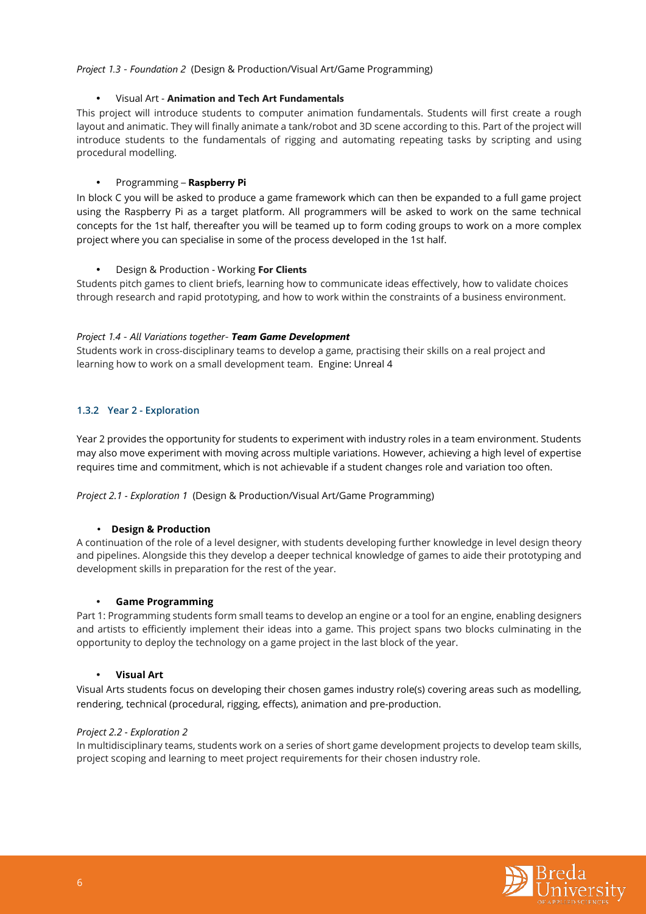*Project 1.3 - Foundation 2* (Design & Production/Visual Art/Game Programming)

- Visual Art - **Animation and Tech Art Fundamentals**

This project will introduce students to computer animation fundamentals. Students will first create a rough layout and animatic. They will finally animate a tank/robot and 3D scene according to this. Part of the project will introduce students to the fundamentals of rigging and automating repeating tasks by scripting and using procedural modelling.

- Programming – **Raspberry Pi**

In block C you will be asked to produce a game framework which can then be expanded to a full game project using the Raspberry Pi as a target platform. All programmers will be asked to work on the same technical concepts for the 1st half, thereafter you will be teamed up to form coding groups to work on a more complex project where you can specialise in some of the process developed in the 1st half.

- Design & Production - Working **For Clients**

Students pitch games to client briefs, learning how to communicate ideas effectively, how to validate choices through research and rapid prototyping, and how to work within the constraints of a business environment.

*Project 1.4 - All Variations together-* ***Team Game Development***

Students work in cross-disciplinary teams to develop a game, practising their skills on a real project and learning how to work on a small development team. Engine: Unreal 4

### 1.3.2 Year 2 - Exploration

Year 2 provides the opportunity for students to experiment with industry roles in a team environment. Students may also move experiment with moving across multiple variations. However, achieving a high level of expertise requires time and commitment, which is not achievable if a student changes role and variation too often.

*Project 2.1 - Exploration 1* (Design & Production/Visual Art/Game Programming)

- **Design & Production**

A continuation of the role of a level designer, with students developing further knowledge in level design theory and pipelines. Alongside this they develop a deeper technical knowledge of games to aide their prototyping and development skills in preparation for the rest of the year.

- **Game Programming**

Part 1: Programming students form small teams to develop an engine or a tool for an engine, enabling designers and artists to efficiently implement their ideas into a game. This project spans two blocks culminating in the opportunity to deploy the technology on a game project in the last block of the year.

- **Visual Art**

Visual Arts students focus on developing their chosen games industry role(s) covering areas such as modelling, rendering, technical (procedural, rigging, effects), animation and pre-production.

*Project 2.2 - Exploration 2*

In multidisciplinary teams, students work on a series of short game development projects to develop team skills, project scoping and learning to meet project requirements for their chosen industry role.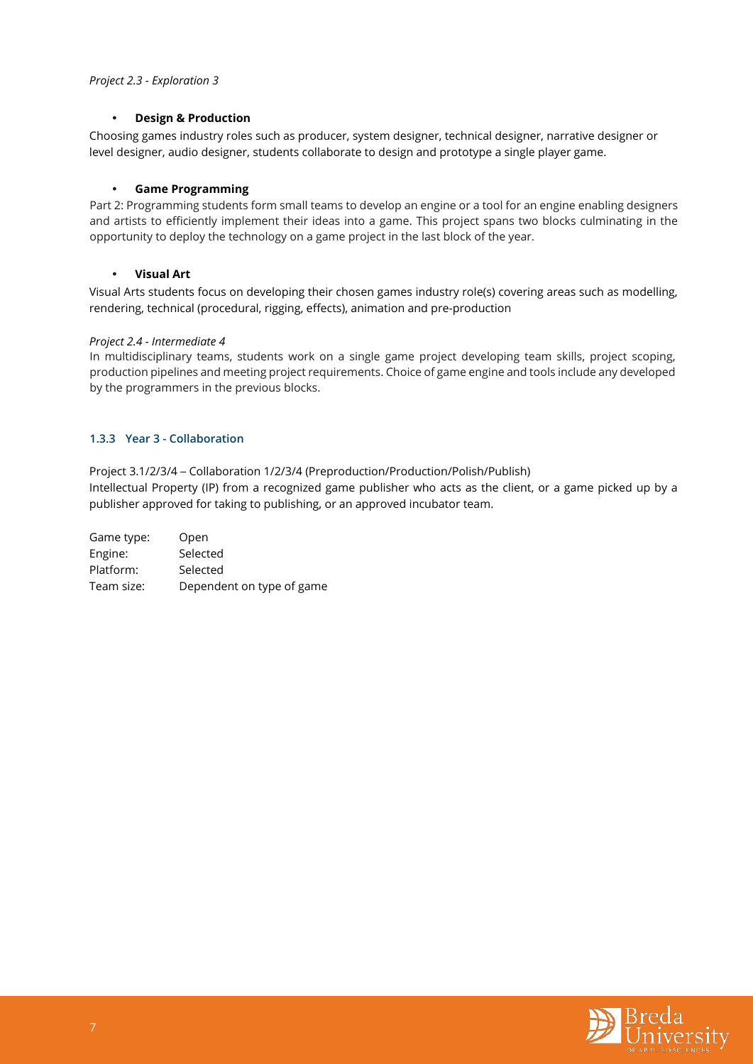*Project 2.3 - Exploration 3*

- **Design & Production**

Choosing games industry roles such as producer, system designer, technical designer, narrative designer or level designer, audio designer, students collaborate to design and prototype a single player game.

- **Game Programming**

Part 2: Programming students form small teams to develop an engine or a tool for an engine enabling designers and artists to efficiently implement their ideas into a game. This project spans two blocks culminating in the opportunity to deploy the technology on a game project in the last block of the year.

- **Visual Art**

Visual Arts students focus on developing their chosen games industry role(s) covering areas such as modelling, rendering, technical (procedural, rigging, effects), animation and pre-production

*Project 2.4 - Intermediate 4*

In multidisciplinary teams, students work on a single game project developing team skills, project scoping, production pipelines and meeting project requirements. Choice of game engine and tools include any developed by the programmers in the previous blocks.

### 1.3.3 Year 3 - Collaboration

Project 3.1/2/3/4 – Collaboration 1/2/3/4 (Preproduction/Production/Polish/Publish)
Intellectual Property (IP) from a recognized game publisher who acts as the client, or a game picked up by a publisher approved for taking to publishing, or an approved incubator team.

| | |
|---|---|
| Game type: | Open |
| Engine: | Selected |
| Platform: | Selected |
| Team size: | Dependent on type of game |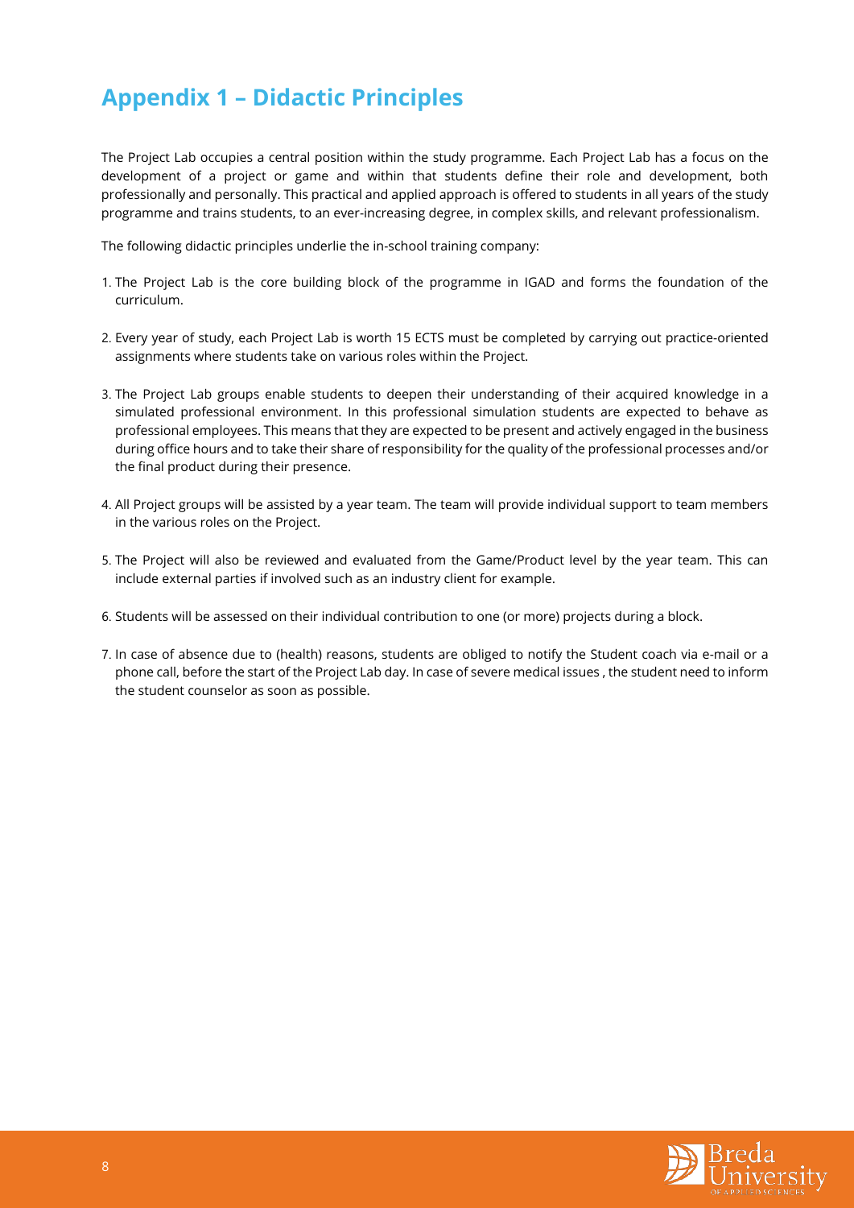# Appendix 1 – Didactic Principles

The Project Lab occupies a central position within the study programme. Each Project Lab has a focus on the development of a project or game and within that students define their role and development, both professionally and personally. This practical and applied approach is offered to students in all years of the study programme and trains students, to an ever-increasing degree, in complex skills, and relevant professionalism.

The following didactic principles underlie the in-school training company:

1. The Project Lab is the core building block of the programme in IGAD and forms the foundation of the curriculum.

2. Every year of study, each Project Lab is worth 15 ECTS must be completed by carrying out practice-oriented assignments where students take on various roles within the Project.

3. The Project Lab groups enable students to deepen their understanding of their acquired knowledge in a simulated professional environment. In this professional simulation students are expected to behave as professional employees. This means that they are expected to be present and actively engaged in the business during office hours and to take their share of responsibility for the quality of the professional processes and/or the final product during their presence.

4. All Project groups will be assisted by a year team. The team will provide individual support to team members in the various roles on the Project.

5. The Project will also be reviewed and evaluated from the Game/Product level by the year team. This can include external parties if involved such as an industry client for example.

6. Students will be assessed on their individual contribution to one (or more) projects during a block.

7. In case of absence due to (health) reasons, students are obliged to notify the Student coach via e-mail or a phone call, before the start of the Project Lab day. In case of severe medical issues , the student need to inform the student counselor as soon as possible.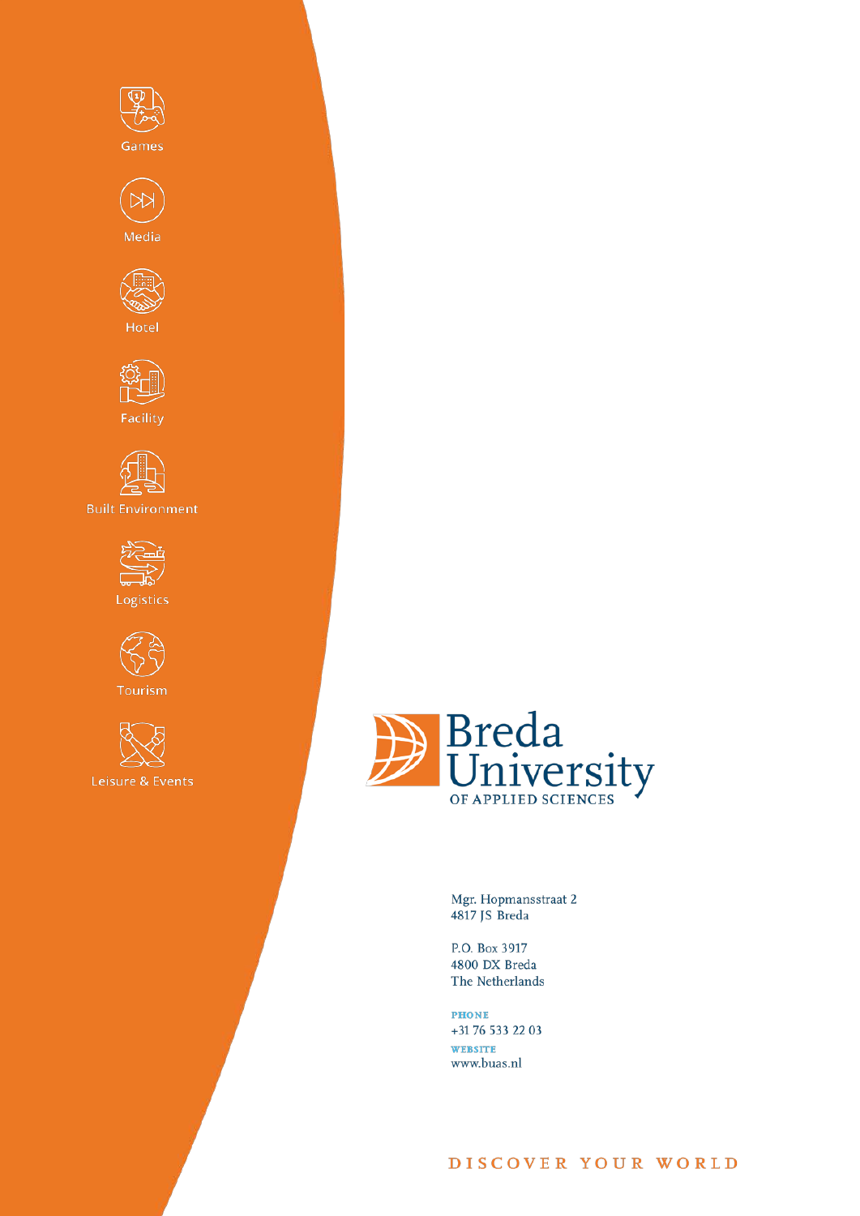Games

Media

Hotel

Facility

Built Environment

Logistics

Tourism

Leisure & Events

Breda University OF APPLIED SCIENCES

Mgr. Hopmansstraat 2
4817 JS Breda

P.O. Box 3917
4800 DX Breda
The Netherlands

PHONE
+31 76 533 22 03

WEBSITE
www.buas.nl

DISCOVER YOUR WORLD